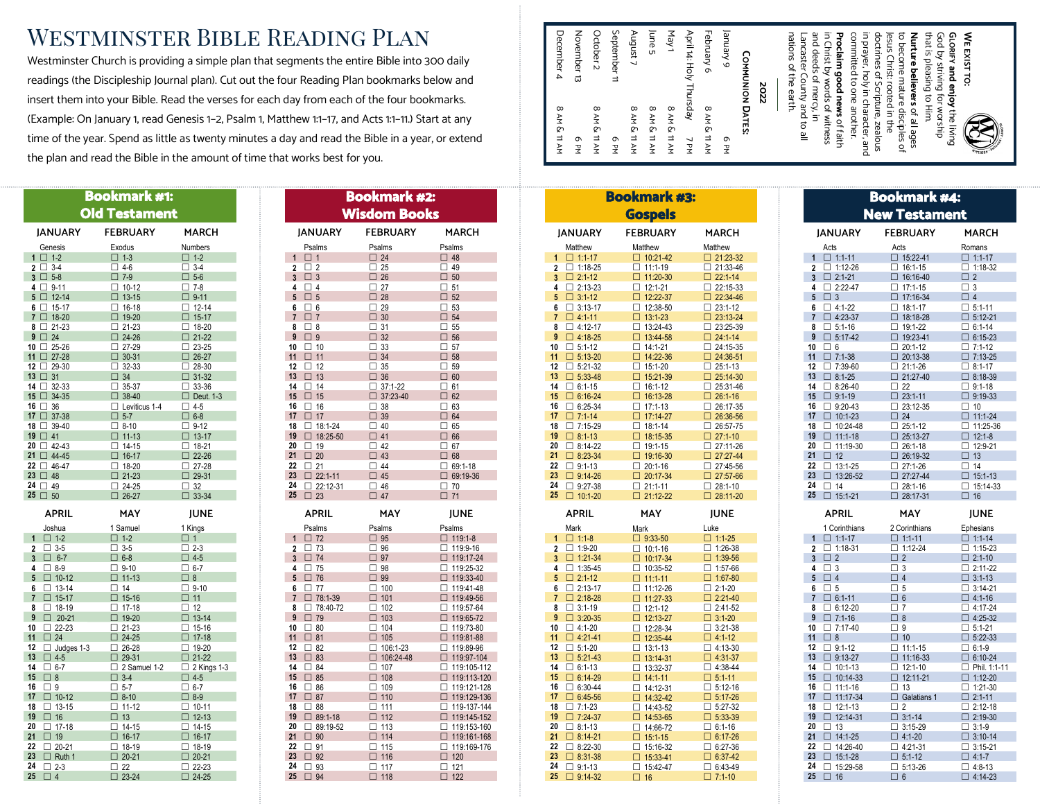# Westminster Bible Reading Plan

Westminster Church is providing a simple plan that segments the entire Bible into 300 daily readings (the Discipleship Journal plan). Cut out the four Reading Plan bookmarks below and insert them into your Bible. Read the verses for each day from each of the four bookmarks. (Example: On January 1, read Genesis 1–2, Psalm 1, Matthew 1:1–17, and Acts 1:1–11.) Start at any time of the year. Spend as little as twenty minutes a day and read the Bible in a year, or extend the plan and read the Bible in the amount of time that works best for you.

**We exist to:**

**Glorify and enjoy** the living God by striving for worship that is pleasing to Him.

**Nurture believers** of all ages to become mature disciples of Jesus Christ: rooted in the doctrines of Scripture, zealous in prayer, holy in character, and committed to one another.

**Proclaim good news** of faith in Christ by words of witness and deeds of mercy, in Lancaster County and to all nations of the earth.

**Communion Dates: 2022**

| Date | Time |
|---|---|
| January 9 | 6 PM |
| February 6 | 8 AM & 11 AM |
| April 14: Holy Thursday | 7 PM |
| May 1 | 8 AM & 11 AM |
| June 5 | 8 AM & 11 AM |
| August 7 | 8 AM & 11 AM |
| September 11 | 6 PM |
| October 2 | 8 AM & 11 AM |
| November 13 | 6 PM |
| December 4 | 8 AM & 11 AM |

## Bookmark #1: Old Testament

| Day | January (Genesis) | February (Exodus) | March (Numbers) |
|---|---|---|---|
| 1 | ☐ 1-2 | ☐ 1-3 | ☐ 1-2 |
| 2 | ☐ 3-4 | ☐ 4-6 | ☐ 3-4 |
| 3 | ☐ 5-8 | ☐ 7-9 | ☐ 5-6 |
| 4 | ☐ 9-11 | ☐ 10-12 | ☐ 7-8 |
| 5 | ☐ 12-14 | ☐ 13-15 | ☐ 9-11 |
| 6 | ☐ 15-17 | ☐ 16-18 | ☐ 12-14 |
| 7 | ☐ 18-20 | ☐ 19-20 | ☐ 15-17 |
| 8 | ☐ 21-23 | ☐ 21-23 | ☐ 18-20 |
| 9 | ☐ 24 | ☐ 24-26 | ☐ 21-22 |
| 10 | ☐ 25-26 | ☐ 27-29 | ☐ 23-25 |
| 11 | ☐ 27-28 | ☐ 30-31 | ☐ 26-27 |
| 12 | ☐ 29-30 | ☐ 32-33 | ☐ 28-30 |
| 13 | ☐ 31 | ☐ 34 | ☐ 31-32 |
| 14 | ☐ 32-33 | ☐ 35-37 | ☐ 33-36 |
| 15 | ☐ 34-35 | ☐ 38-40 | ☐ Deut. 1-3 |
| 16 | ☐ 36 | ☐ Leviticus 1-4 | ☐ 4-5 |
| 17 | ☐ 37-38 | ☐ 5-7 | ☐ 6-8 |
| 18 | ☐ 39-40 | ☐ 8-10 | ☐ 9-12 |
| 19 | ☐ 41 | ☐ 11-13 | ☐ 13-17 |
| 20 | ☐ 42-43 | ☐ 14-15 | ☐ 18-21 |
| 21 | ☐ 44-45 | ☐ 16-17 | ☐ 22-26 |
| 22 | ☐ 46-47 | ☐ 18-20 | ☐ 27-28 |
| 23 | ☐ 48 | ☐ 21-23 | ☐ 29-31 |
| 24 | ☐ 49 | ☐ 24-25 | ☐ 32 |
| 25 | ☐ 50 | ☐ 26-27 | ☐ 33-34 |

| Day | April (Joshua) | May (1 Samuel) | June (1 Kings) |
|---|---|---|---|
| 1 | ☐ 1-2 | ☐ 1-2 | ☐ 1 |
| 2 | ☐ 3-5 | ☐ 3-5 | ☐ 2-3 |
| 3 | ☐ 6-7 | ☐ 6-8 | ☐ 4-5 |
| 4 | ☐ 8-9 | ☐ 9-10 | ☐ 6-7 |
| 5 | ☐ 10-12 | ☐ 11-13 | ☐ 8 |
| 6 | ☐ 13-14 | ☐ 14 | ☐ 9-10 |
| 7 | ☐ 15-17 | ☐ 15-16 | ☐ 11 |
| 8 | ☐ 18-19 | ☐ 17-18 | ☐ 12 |
| 9 | ☐ 20-21 | ☐ 19-20 | ☐ 13-14 |
| 10 | ☐ 22-23 | ☐ 21-23 | ☐ 15-16 |
| 11 | ☐ 24 | ☐ 24-25 | ☐ 17-18 |
| 12 | ☐ Judges 1-3 | ☐ 26-28 | ☐ 19-20 |
| 13 | ☐ 4-5 | ☐ 29-31 | ☐ 21-22 |
| 14 | ☐ 6-7 | ☐ 2 Samuel 1-2 | ☐ 2 Kings 1-3 |
| 15 | ☐ 8 | ☐ 3-4 | ☐ 4-5 |
| 16 | ☐ 9 | ☐ 5-7 | ☐ 6-7 |
| 17 | ☐ 10-12 | ☐ 8-10 | ☐ 8-9 |
| 18 | ☐ 13-15 | ☐ 11-12 | ☐ 10-11 |
| 19 | ☐ 16 | ☐ 13 | ☐ 12-13 |
| 20 | ☐ 17-18 | ☐ 14-15 | ☐ 14-15 |
| 21 | ☐ 19 | ☐ 16-17 | ☐ 16-17 |
| 22 | ☐ 20-21 | ☐ 18-19 | ☐ 18-19 |
| 23 | ☐ Ruth 1 | ☐ 20-21 | ☐ 20-21 |
| 24 | ☐ 2-3 | ☐ 22 | ☐ 22-23 |
| 25 | ☐ 4 | ☐ 23-24 | ☐ 24-25 |

## Bookmark #2: Wisdom Books

| Day | January (Psalms) | February (Psalms) | March (Psalms) |
|---|---|---|---|
| 1 | ☐ 1 | ☐ 24 | ☐ 48 |
| 2 | ☐ 2 | ☐ 25 | ☐ 49 |
| 3 | ☐ 3 | ☐ 26 | ☐ 50 |
| 4 | ☐ 4 | ☐ 27 | ☐ 51 |
| 5 | ☐ 5 | ☐ 28 | ☐ 52 |
| 6 | ☐ 6 | ☐ 29 | ☐ 53 |
| 7 | ☐ 7 | ☐ 30 | ☐ 54 |
| 8 | ☐ 8 | ☐ 31 | ☐ 55 |
| 9 | ☐ 9 | ☐ 32 | ☐ 56 |
| 10 | ☐ 10 | ☐ 33 | ☐ 57 |
| 11 | ☐ 11 | ☐ 34 | ☐ 58 |
| 12 | ☐ 12 | ☐ 35 | ☐ 59 |
| 13 | ☐ 13 | ☐ 36 | ☐ 60 |
| 14 | ☐ 14 | ☐ 37:1-22 | ☐ 61 |
| 15 | ☐ 15 | ☐ 37:23-40 | ☐ 62 |
| 16 | ☐ 16 | ☐ 38 | ☐ 63 |
| 17 | ☐ 17 | ☐ 39 | ☐ 64 |
| 18 | ☐ 18:1-24 | ☐ 40 | ☐ 65 |
| 19 | ☐ 18:25-50 | ☐ 41 | ☐ 66 |
| 20 | ☐ 19 | ☐ 42 | ☐ 67 |
| 21 | ☐ 20 | ☐ 43 | ☐ 68 |
| 22 | ☐ 21 | ☐ 44 | ☐ 69:1-18 |
| 23 | ☐ 22:1-11 | ☐ 45 | ☐ 69:19-36 |
| 24 | ☐ 22:12-31 | ☐ 46 | ☐ 70 |
| 25 | ☐ 23 | ☐ 47 | ☐ 71 |

| Day | April (Psalms) | May (Psalms) | June (Psalms) |
|---|---|---|---|
| 1 | ☐ 72 | ☐ 95 | ☐ 119:1-8 |
| 2 | ☐ 73 | ☐ 96 | ☐ 119:9-16 |
| 3 | ☐ 74 | ☐ 97 | ☐ 119:17-24 |
| 4 | ☐ 75 | ☐ 98 | ☐ 119:25-32 |
| 5 | ☐ 76 | ☐ 99 | ☐ 119:33-40 |
| 6 | ☐ 77 | ☐ 100 | ☐ 119:41-48 |
| 7 | ☐ 78:1-39 | ☐ 101 | ☐ 119:49-56 |
| 8 | ☐ 78:40-72 | ☐ 102 | ☐ 119:57-64 |
| 9 | ☐ 79 | ☐ 103 | ☐ 119:65-72 |
| 10 | ☐ 80 | ☐ 104 | ☐ 119:73-80 |
| 11 | ☐ 81 | ☐ 105 | ☐ 119:81-88 |
| 12 | ☐ 82 | ☐ 106:1-23 | ☐ 119:89-96 |
| 13 | ☐ 83 | ☐ 106:24-48 | ☐ 119:97-104 |
| 14 | ☐ 84 | ☐ 107 | ☐ 119:105-112 |
| 15 | ☐ 85 | ☐ 108 | ☐ 119:113-120 |
| 16 | ☐ 86 | ☐ 109 | ☐ 119:121-128 |
| 17 | ☐ 87 | ☐ 110 | ☐ 119:129-136 |
| 18 | ☐ 88 | ☐ 111 | ☐ 119:137-144 |
| 19 | ☐ 89:1-18 | ☐ 112 | ☐ 119:145-152 |
| 20 | ☐ 89:19-52 | ☐ 113 | ☐ 119:153-160 |
| 21 | ☐ 90 | ☐ 114 | ☐ 119:161-168 |
| 22 | ☐ 91 | ☐ 115 | ☐ 119:169-176 |
| 23 | ☐ 92 | ☐ 116 | ☐ 120 |
| 24 | ☐ 93 | ☐ 117 | ☐ 121 |
| 25 | ☐ 94 | ☐ 118 | ☐ 122 |

## Bookmark #3: Gospels

| Day | January (Matthew) | February (Matthew) | March (Matthew) |
|---|---|---|---|
| 1 | ☐ 1:1-17 | ☐ 10:21-42 | ☐ 21:23-32 |
| 2 | ☐ 1:18-25 | ☐ 11:1-19 | ☐ 21:33-46 |
| 3 | ☐ 2:1-12 | ☐ 11:20-30 | ☐ 22:1-14 |
| 4 | ☐ 2:13-23 | ☐ 12:1-21 | ☐ 22:15-33 |
| 5 | ☐ 3:1-12 | ☐ 12:22-37 | ☐ 22:34-46 |
| 6 | ☐ 3:13-17 | ☐ 12:38-50 | ☐ 23:1-12 |
| 7 | ☐ 4:1-11 | ☐ 13:1-23 | ☐ 23:13-24 |
| 8 | ☐ 4:12-17 | ☐ 13:24-43 | ☐ 23:25-39 |
| 9 | ☐ 4:18-25 | ☐ 13:44-58 | ☐ 24:1-14 |
| 10 | ☐ 5:1-12 | ☐ 14:1-21 | ☐ 24:15-35 |
| 11 | ☐ 5:13-20 | ☐ 14:22-36 | ☐ 24:36-51 |
| 12 | ☐ 5:21-32 | ☐ 15:1-20 | ☐ 25:1-13 |
| 13 | ☐ 5:33-48 | ☐ 15:21-39 | ☐ 25:14-30 |
| 14 | ☐ 6:1-15 | ☐ 16:1-12 | ☐ 25:31-46 |
| 15 | ☐ 6:16-24 | ☐ 16:13-28 | ☐ 26:1-16 |
| 16 | ☐ 6:25-34 | ☐ 17:1-13 | ☐ 26:17-35 |
| 17 | ☐ 7:1-14 | ☐ 17:14-27 | ☐ 26:36-56 |
| 18 | ☐ 7:15-29 | ☐ 18:1-14 | ☐ 26:57-75 |
| 19 | ☐ 8:1-13 | ☐ 18:15-35 | ☐ 27:1-10 |
| 20 | ☐ 8:14-22 | ☐ 19:1-15 | ☐ 27:11-26 |
| 21 | ☐ 8:23-34 | ☐ 19:16-30 | ☐ 27:27-44 |
| 22 | ☐ 9:1-13 | ☐ 20:1-16 | ☐ 27:45-56 |
| 23 | ☐ 9:14-26 | ☐ 20:17-34 | ☐ 27:57-66 |
| 24 | ☐ 9:27-38 | ☐ 21:1-11 | ☐ 28:1-10 |
| 25 | ☐ 10:1-20 | ☐ 21:12-22 | ☐ 28:11-20 |

| Day | April (Mark) | May (Mark) | June (Luke) |
|---|---|---|---|
| 1 | ☐ 1:1-8 | ☐ 9:33-50 | ☐ 1:1-25 |
| 2 | ☐ 1:9-20 | ☐ 10:1-16 | ☐ 1:26-38 |
| 3 | ☐ 1:21-34 | ☐ 10:17-34 | ☐ 1:39-56 |
| 4 | ☐ 1:35-45 | ☐ 10:35-52 | ☐ 1:57-66 |
| 5 | ☐ 2:1-12 | ☐ 11:1-11 | ☐ 1:67-80 |
| 6 | ☐ 2:13-17 | ☐ 11:12-26 | ☐ 2:1-20 |
| 7 | ☐ 2:18-28 | ☐ 11:27-33 | ☐ 2:21-40 |
| 8 | ☐ 3:1-19 | ☐ 12:1-12 | ☐ 2:41-52 |
| 9 | ☐ 3:20-35 | ☐ 12:13-27 | ☐ 3:1-20 |
| 10 | ☐ 4:1-20 | ☐ 12:28-34 | ☐ 3:21-38 |
| 11 | ☐ 4:21-41 | ☐ 12:35-44 | ☐ 4:1-12 |
| 12 | ☐ 5:1-20 | ☐ 13:1-13 | ☐ 4:13-30 |
| 13 | ☐ 5:21-43 | ☐ 13:14-31 | ☐ 4:31-37 |
| 14 | ☐ 6:1-13 | ☐ 13:32-37 | ☐ 4:38-44 |
| 15 | ☐ 6:14-29 | ☐ 14:1-11 | ☐ 5:1-11 |
| 16 | ☐ 6:30-44 | ☐ 14:12-31 | ☐ 5:12-16 |
| 17 | ☐ 6:45-56 | ☐ 14:32-42 | ☐ 5:17-26 |
| 18 | ☐ 7:1-23 | ☐ 14:43-52 | ☐ 5:27-32 |
| 19 | ☐ 7:24-37 | ☐ 14:53-65 | ☐ 5:33-39 |
| 20 | ☐ 8:1-13 | ☐ 14:66-72 | ☐ 6:1-16 |
| 21 | ☐ 8:14-21 | ☐ 15:1-15 | ☐ 6:17-26 |
| 22 | ☐ 8:22-30 | ☐ 15:16-32 | ☐ 6:27-36 |
| 23 | ☐ 8:31-38 | ☐ 15:33-41 | ☐ 6:37-42 |
| 24 | ☐ 9:1-13 | ☐ 15:42-47 | ☐ 6:43-49 |
| 25 | ☐ 9:14-32 | ☐ 16 | ☐ 7:1-10 |

## Bookmark #4: New Testament

| Day | January (Acts) | February (Acts) | March (Romans) |
|---|---|---|---|
| 1 | ☐ 1:1-11 | ☐ 15:22-41 | ☐ 1:1-17 |
| 2 | ☐ 1:12-26 | ☐ 16:1-15 | ☐ 1:18-32 |
| 3 | ☐ 2:1-21 | ☐ 16:16-40 | ☐ 2 |
| 4 | ☐ 2:22-47 | ☐ 17:1-15 | ☐ 3 |
| 5 | ☐ 3 | ☐ 17:16-34 | ☐ 4 |
| 6 | ☐ 4:1-22 | ☐ 18:1-17 | ☐ 5:1-11 |
| 7 | ☐ 4:23-37 | ☐ 18:18-28 | ☐ 5:12-21 |
| 8 | ☐ 5:1-16 | ☐ 19:1-22 | ☐ 6:1-14 |
| 9 | ☐ 5:17-42 | ☐ 19:23-41 | ☐ 6:15-23 |
| 10 | ☐ 6 | ☐ 20:1-12 | ☐ 7:1-12 |
| 11 | ☐ 7:1-38 | ☐ 20:13-38 | ☐ 7:13-25 |
| 12 | ☐ 7:39-60 | ☐ 21:1-26 | ☐ 8:1-17 |
| 13 | ☐ 8:1-25 | ☐ 21:27-40 | ☐ 8:18-39 |
| 14 | ☐ 8:26-40 | ☐ 22 | ☐ 9:1-18 |
| 15 | ☐ 9:1-19 | ☐ 23:1-11 | ☐ 9:19-33 |
| 16 | ☐ 9:20-43 | ☐ 23:12-35 | ☐ 10 |
| 17 | ☐ 10:1-23 | ☐ 24 | ☐ 11:1-24 |
| 18 | ☐ 10:24-48 | ☐ 25:1-12 | ☐ 11:25-36 |
| 19 | ☐ 11:1-18 | ☐ 25:13-27 | ☐ 12:1-8 |
| 20 | ☐ 11:19-30 | ☐ 26:1-18 | ☐ 12:9-21 |
| 21 | ☐ 12 | ☐ 26:19-32 | ☐ 13 |
| 22 | ☐ 13:1-25 | ☐ 27:1-26 | ☐ 14 |
| 23 | ☐ 13:26-52 | ☐ 27:27-44 | ☐ 15:1-13 |
| 24 | ☐ 14 | ☐ 28:1-16 | ☐ 15:14-33 |
| 25 | ☐ 15:1-21 | ☐ 28:17-31 | ☐ 16 |

| Day | April (1 Corinthians) | May (2 Corinthians) | June (Ephesians) |
|---|---|---|---|
| 1 | ☐ 1:1-17 | ☐ 1:1-11 | ☐ 1:1-14 |
| 2 | ☐ 1:18-31 | ☐ 1:12-24 | ☐ 1:15-23 |
| 3 | ☐ 2 | ☐ 2 | ☐ 2:1-10 |
| 4 | ☐ 3 | ☐ 3 | ☐ 2:11-22 |
| 5 | ☐ 4 | ☐ 4 | ☐ 3:1-13 |
| 6 | ☐ 5 | ☐ 5 | ☐ 3:14-21 |
| 7 | ☐ 6:1-11 | ☐ 6 | ☐ 4:1-16 |
| 8 | ☐ 6:12-20 | ☐ 7 | ☐ 4:17-24 |
| 9 | ☐ 7:1-16 | ☐ 8 | ☐ 4:25-32 |
| 10 | ☐ 7:17-40 | ☐ 9 | ☐ 5:1-21 |
| 11 | ☐ 8 | ☐ 10 | ☐ 5:22-33 |
| 12 | ☐ 9:1-12 | ☐ 11:1-15 | ☐ 6:1-9 |
| 13 | ☐ 9:13-27 | ☐ 11:16-33 | ☐ 6:10-24 |
| 14 | ☐ 10:1-13 | ☐ 12:1-10 | ☐ Phil. 1:1-11 |
| 15 | ☐ 10:14-33 | ☐ 12:11-21 | ☐ 1:12-20 |
| 16 | ☐ 11:1-16 | ☐ 13 | ☐ 1:21-30 |
| 17 | ☐ 11:17-34 | ☐ Galatians 1 | ☐ 2:1-11 |
| 18 | ☐ 12:1-13 | ☐ 2 | ☐ 2:12-18 |
| 19 | ☐ 12:14-31 | ☐ 3:1-14 | ☐ 2:19-30 |
| 20 | ☐ 13 | ☐ 3:15-29 | ☐ 3:1-9 |
| 21 | ☐ 14:1-25 | ☐ 4:1-20 | ☐ 3:10-14 |
| 22 | ☐ 14:26-40 | ☐ 4:21-31 | ☐ 3:15-21 |
| 23 | ☐ 15:1-28 | ☐ 5:1-12 | ☐ 4:1-7 |
| 24 | ☐ 15:29-58 | ☐ 5:13-26 | ☐ 4:8-13 |
| 25 | ☐ 16 | ☐ 6 | ☐ 4:14-23 |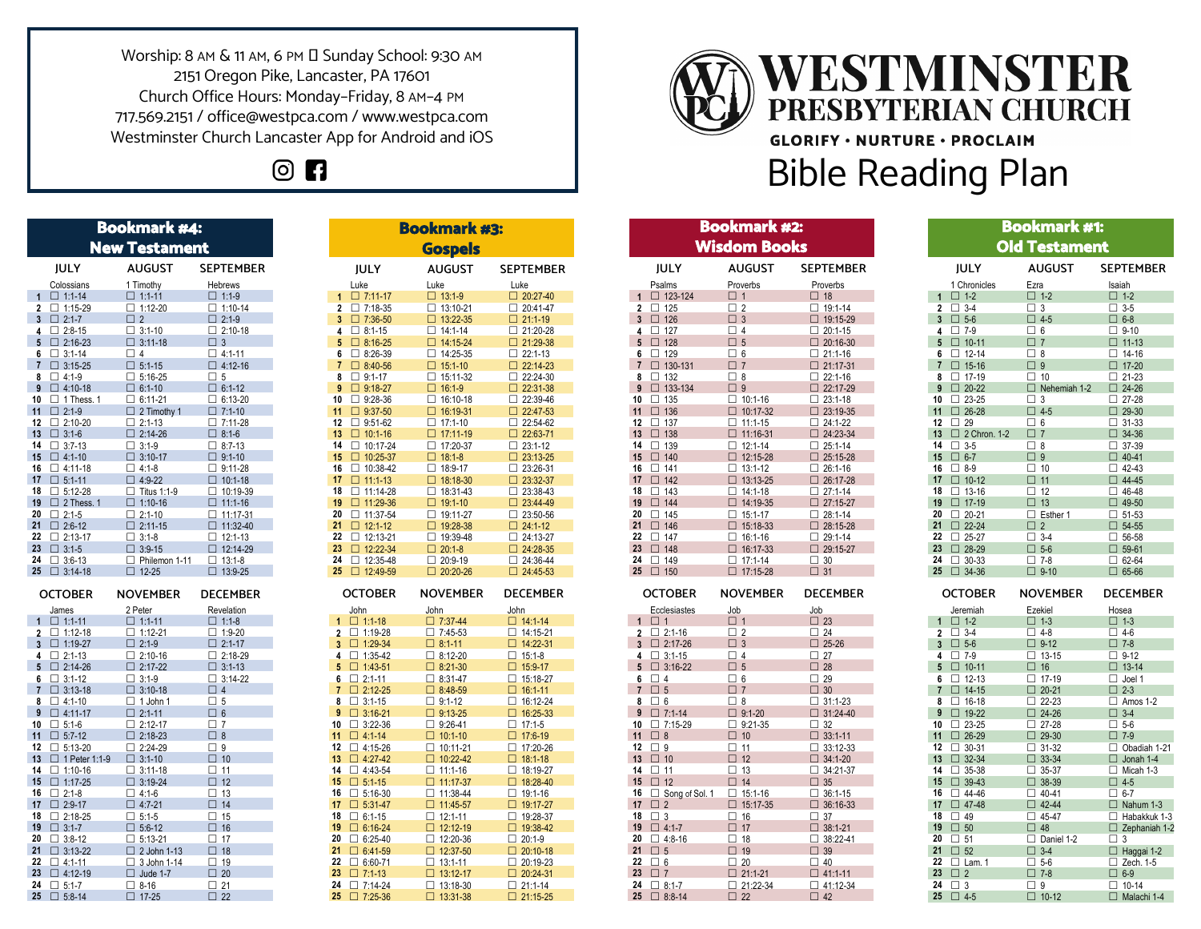Worship: 8 AM & 11 AM, 6 PM ◻ Sunday School: 9:30 AM
2151 Oregon Pike, Lancaster, PA 17601
Church Office Hours: Monday–Friday, 8 AM–4 PM
717.569.2151 / office@westpca.com / www.westpca.com
Westminster Church Lancaster App for Android and iOS

# WESTMINSTER PRESBYTERIAN CHURCH

GLORIFY • NURTURE • PROCLAIM

# Bible Reading Plan

## Bookmark #4: New Testament

| | JULY | AUGUST | SEPTEMBER |
|---|---|---|---|
| | Colossians | 1 Timothy | Hebrews |
| 1 | ☐ 1:1-14 | ☐ 1:1-11 | ☐ 1:1-9 |
| 2 | ☐ 1:15-29 | ☐ 1:12-20 | ☐ 1:10-14 |
| 3 | ☐ 2:1-7 | ☐ 2 | ☐ 2:1-9 |
| 4 | ☐ 2:8-15 | ☐ 3:1-10 | ☐ 2:10-18 |
| 5 | ☐ 2:16-23 | ☐ 3:11-18 | ☐ 3 |
| 6 | ☐ 3:1-14 | ☐ 4 | ☐ 4:1-11 |
| 7 | ☐ 3:15-25 | ☐ 5:1-15 | ☐ 4:12-16 |
| 8 | ☐ 4:1-9 | ☐ 5:16-25 | ☐ 5 |
| 9 | ☐ 4:10-18 | ☐ 6:1-10 | ☐ 6:1-12 |
| 10 | ☐ 1 Thess. 1 | ☐ 6:11-21 | ☐ 6:13-20 |
| 11 | ☐ 2:1-9 | ☐ 2 Timothy 1 | ☐ 7:1-10 |
| 12 | ☐ 2:10-20 | ☐ 2:1-13 | ☐ 7:11-28 |
| 13 | ☐ 3:1-6 | ☐ 2:14-26 | ☐ 8:1-6 |
| 14 | ☐ 3:7-13 | ☐ 3:1-9 | ☐ 8:7-13 |
| 15 | ☐ 4:1-10 | ☐ 3:10-17 | ☐ 9:1-10 |
| 16 | ☐ 4:11-18 | ☐ 4:1-8 | ☐ 9:11-28 |
| 17 | ☐ 5:1-11 | ☐ 4:9-22 | ☐ 10:1-18 |
| 18 | ☐ 5:12-28 | ☐ Titus 1:1-9 | ☐ 10:19-39 |
| 19 | ☐ 2 Thess. 1 | ☐ 1:10-16 | ☐ 11:1-16 |
| 20 | ☐ 2:1-5 | ☐ 2:1-10 | ☐ 11:17-31 |
| 21 | ☐ 2:6-12 | ☐ 2:11-15 | ☐ 11:32-40 |
| 22 | ☐ 2:13-17 | ☐ 3:1-8 | ☐ 12:1-13 |
| 23 | ☐ 3:1-5 | ☐ 3:9-15 | ☐ 12:14-29 |
| 24 | ☐ 3:6-13 | ☐ Philemon 1-11 | ☐ 13:1-8 |
| 25 | ☐ 3:14-18 | ☐ 12-25 | ☐ 13:9-25 |

| | OCTOBER | NOVEMBER | DECEMBER |
|---|---|---|---|
| | James | 2 Peter | Revelation |
| 1 | ☐ 1:1-11 | ☐ 1:1-11 | ☐ 1:1-8 |
| 2 | ☐ 1:12-18 | ☐ 1:12-21 | ☐ 1:9-20 |
| 3 | ☐ 1:19-27 | ☐ 2:1-9 | ☐ 2:1-17 |
| 4 | ☐ 2:1-13 | ☐ 2:10-16 | ☐ 2:18-29 |
| 5 | ☐ 2:14-26 | ☐ 2:17-22 | ☐ 3:1-13 |
| 6 | ☐ 3:1-12 | ☐ 3:1-9 | ☐ 3:14-22 |
| 7 | ☐ 3:13-18 | ☐ 3:10-18 | ☐ 4 |
| 8 | ☐ 4:1-10 | ☐ 1 John 1 | ☐ 5 |
| 9 | ☐ 4:11-17 | ☐ 2:1-11 | ☐ 6 |
| 10 | ☐ 5:1-6 | ☐ 2:12-17 | ☐ 7 |
| 11 | ☐ 5:7-12 | ☐ 2:18-23 | ☐ 8 |
| 12 | ☐ 5:13-20 | ☐ 2:24-29 | ☐ 9 |
| 13 | ☐ 1 Peter 1:1-9 | ☐ 3:1-10 | ☐ 10 |
| 14 | ☐ 1:10-16 | ☐ 3:11-18 | ☐ 11 |
| 15 | ☐ 1:17-25 | ☐ 3:19-24 | ☐ 12 |
| 16 | ☐ 2:1-8 | ☐ 4:1-6 | ☐ 13 |
| 17 | ☐ 2:9-17 | ☐ 4:7-21 | ☐ 14 |
| 18 | ☐ 2:18-25 | ☐ 5:1-5 | ☐ 15 |
| 19 | ☐ 3:1-7 | ☐ 5:6-12 | ☐ 16 |
| 20 | ☐ 3:8-12 | ☐ 5:13-21 | ☐ 17 |
| 21 | ☐ 3:13-22 | ☐ 2 John 1-13 | ☐ 18 |
| 22 | ☐ 4:1-11 | ☐ 3 John 1-14 | ☐ 19 |
| 23 | ☐ 4:12-19 | ☐ Jude 1-7 | ☐ 20 |
| 24 | ☐ 5:1-7 | ☐ 8-16 | ☐ 21 |
| 25 | ☐ 5:8-14 | ☐ 17-25 | ☐ 22 |

## Bookmark #3: Gospels

| | JULY | AUGUST | SEPTEMBER |
|---|---|---|---|
| | Luke | Luke | Luke |
| 1 | ☐ 7:11-17 | ☐ 13:1-9 | ☐ 20:27-40 |
| 2 | ☐ 7:18-35 | ☐ 13:10-21 | ☐ 20:41-47 |
| 3 | ☐ 7:36-50 | ☐ 13:22-35 | ☐ 21:1-19 |
| 4 | ☐ 8:1-15 | ☐ 14:1-14 | ☐ 21:20-28 |
| 5 | ☐ 8:16-25 | ☐ 14:15-24 | ☐ 21:29-38 |
| 6 | ☐ 8:26-39 | ☐ 14:25-35 | ☐ 22:1-13 |
| 7 | ☐ 8:40-56 | ☐ 15:1-10 | ☐ 22:14-23 |
| 8 | ☐ 9:1-17 | ☐ 15:11-32 | ☐ 22:24-30 |
| 9 | ☐ 9:18-27 | ☐ 16:1-9 | ☐ 22:31-38 |
| 10 | ☐ 9:28-36 | ☐ 16:10-18 | ☐ 22:39-46 |
| 11 | ☐ 9:37-50 | ☐ 16:19-31 | ☐ 22:47-53 |
| 12 | ☐ 9:51-62 | ☐ 17:1-10 | ☐ 22:54-62 |
| 13 | ☐ 10:1-16 | ☐ 17:11-19 | ☐ 22:63-71 |
| 14 | ☐ 10:17-24 | ☐ 17:20-37 | ☐ 23:1-12 |
| 15 | ☐ 10:25-37 | ☐ 18:1-8 | ☐ 23:13-25 |
| 16 | ☐ 10:38-42 | ☐ 18:9-17 | ☐ 23:26-31 |
| 17 | ☐ 11:1-13 | ☐ 18:18-30 | ☐ 23:32-37 |
| 18 | ☐ 11:14-28 | ☐ 18:31-43 | ☐ 23:38-43 |
| 19 | ☐ 11:29-36 | ☐ 19:1-10 | ☐ 23:44-49 |
| 20 | ☐ 11:37-54 | ☐ 19:11-27 | ☐ 23:50-56 |
| 21 | ☐ 12:1-12 | ☐ 19:28-38 | ☐ 24:1-12 |
| 22 | ☐ 12:13-21 | ☐ 19:39-48 | ☐ 24:13-27 |
| 23 | ☐ 12:22-34 | ☐ 20:1-8 | ☐ 24:28-35 |
| 24 | ☐ 12:35-48 | ☐ 20:9-19 | ☐ 24:36-44 |
| 25 | ☐ 12:49-59 | ☐ 20:20-26 | ☐ 24:45-53 |

| | OCTOBER | NOVEMBER | DECEMBER |
|---|---|---|---|
| | John | John | John |
| 1 | ☐ 1:1-18 | ☐ 7:37-44 | ☐ 14:1-14 |
| 2 | ☐ 1:19-28 | ☐ 7:45-53 | ☐ 14:15-21 |
| 3 | ☐ 1:29-34 | ☐ 8:1-11 | ☐ 14:22-31 |
| 4 | ☐ 1:35-42 | ☐ 8:12-20 | ☐ 15:1-8 |
| 5 | ☐ 1:43-51 | ☐ 8:21-30 | ☐ 15:9-17 |
| 6 | ☐ 2:1-11 | ☐ 8:31-47 | ☐ 15:18-27 |
| 7 | ☐ 2:12-25 | ☐ 8:48-59 | ☐ 16:1-11 |
| 8 | ☐ 3:1-15 | ☐ 9:1-12 | ☐ 16:12-24 |
| 9 | ☐ 3:16-21 | ☐ 9:13-25 | ☐ 16:25-33 |
| 10 | ☐ 3:22-36 | ☐ 9:26-41 | ☐ 17:1-5 |
| 11 | ☐ 4:1-14 | ☐ 10:1-10 | ☐ 17:6-19 |
| 12 | ☐ 4:15-26 | ☐ 10:11-21 | ☐ 17:20-26 |
| 13 | ☐ 4:27-42 | ☐ 10:22-42 | ☐ 18:1-18 |
| 14 | ☐ 4:43-54 | ☐ 11:1-16 | ☐ 18:19-27 |
| 15 | ☐ 5:1-15 | ☐ 11:17-37 | ☐ 18:28-40 |
| 16 | ☐ 5:16-30 | ☐ 11:38-44 | ☐ 19:1-16 |
| 17 | ☐ 5:31-47 | ☐ 11:45-57 | ☐ 19:17-27 |
| 18 | ☐ 6:1-15 | ☐ 12:1-11 | ☐ 19:28-37 |
| 19 | ☐ 6:16-24 | ☐ 12:12-19 | ☐ 19:38-42 |
| 20 | ☐ 6:25-40 | ☐ 12:20-36 | ☐ 20:1-9 |
| 21 | ☐ 6:41-59 | ☐ 12:37-50 | ☐ 20:10-18 |
| 22 | ☐ 6:60-71 | ☐ 13:1-11 | ☐ 20:19-23 |
| 23 | ☐ 7:1-13 | ☐ 13:12-17 | ☐ 20:24-31 |
| 24 | ☐ 7:14-24 | ☐ 13:18-30 | ☐ 21:1-14 |
| 25 | ☐ 7:25-36 | ☐ 13:31-38 | ☐ 21:15-25 |

## Bookmark #2: Wisdom Books

| | JULY | AUGUST | SEPTEMBER |
|---|---|---|---|
| | Psalms | Proverbs | Proverbs |
| 1 | ☐ 123-124 | ☐ 1 | ☐ 18 |
| 2 | ☐ 125 | ☐ 2 | ☐ 19:1-14 |
| 3 | ☐ 126 | ☐ 3 | ☐ 19:15-29 |
| 4 | ☐ 127 | ☐ 4 | ☐ 20:1-15 |
| 5 | ☐ 128 | ☐ 5 | ☐ 20:16-30 |
| 6 | ☐ 129 | ☐ 6 | ☐ 21:1-16 |
| 7 | ☐ 130-131 | ☐ 7 | ☐ 21:17-31 |
| 8 | ☐ 132 | ☐ 8 | ☐ 22:1-16 |
| 9 | ☐ 133-134 | ☐ 9 | ☐ 22:17-29 |
| 10 | ☐ 135 | ☐ 10:1-16 | ☐ 23:1-18 |
| 11 | ☐ 136 | ☐ 10:17-32 | ☐ 23:19-35 |
| 12 | ☐ 137 | ☐ 11:1-15 | ☐ 24:1-22 |
| 13 | ☐ 138 | ☐ 11:16-31 | ☐ 24:23-34 |
| 14 | ☐ 139 | ☐ 12:1-14 | ☐ 25:1-14 |
| 15 | ☐ 140 | ☐ 12:15-28 | ☐ 25:15-28 |
| 16 | ☐ 141 | ☐ 13:1-12 | ☐ 26:1-16 |
| 17 | ☐ 142 | ☐ 13:13-25 | ☐ 26:17-28 |
| 18 | ☐ 143 | ☐ 14:1-18 | ☐ 27:1-14 |
| 19 | ☐ 144 | ☐ 14:19-35 | ☐ 27:15-27 |
| 20 | ☐ 145 | ☐ 15:1-17 | ☐ 28:1-14 |
| 21 | ☐ 146 | ☐ 15:18-33 | ☐ 28:15-28 |
| 22 | ☐ 147 | ☐ 16:1-16 | ☐ 29:1-14 |
| 23 | ☐ 148 | ☐ 16:17-33 | ☐ 29:15-27 |
| 24 | ☐ 149 | ☐ 17:1-14 | ☐ 30 |
| 25 | ☐ 150 | ☐ 17:15-28 | ☐ 31 |

| | OCTOBER | NOVEMBER | DECEMBER |
|---|---|---|---|
| | Ecclesiastes | Job | Job |
| 1 | ☐ 1 | ☐ 1 | ☐ 23 |
| 2 | ☐ 2:1-16 | ☐ 2 | ☐ 24 |
| 3 | ☐ 2:17-26 | ☐ 3 | ☐ 25-26 |
| 4 | ☐ 3:1-15 | ☐ 4 | ☐ 27 |
| 5 | ☐ 3:16-22 | ☐ 5 | ☐ 28 |
| 6 | ☐ 4 | ☐ 6 | ☐ 29 |
| 7 | ☐ 5 | ☐ 7 | ☐ 30 |
| 8 | ☐ 6 | ☐ 8 | ☐ 31:1-23 |
| 9 | ☐ 7:1-14 | ☐ 9:1-20 | ☐ 31:24-40 |
| 10 | ☐ 7:15-29 | ☐ 9:21-35 | ☐ 32 |
| 11 | ☐ 8 | ☐ 10 | ☐ 33:1-11 |
| 12 | ☐ 9 | ☐ 11 | ☐ 33:12-33 |
| 13 | ☐ 10 | ☐ 12 | ☐ 34:1-20 |
| 14 | ☐ 11 | ☐ 13 | ☐ 34:21-37 |
| 15 | ☐ 12 | ☐ 14 | ☐ 35 |
| 16 | ☐ Song of Sol. 1 | ☐ 15:1-16 | ☐ 36:1-15 |
| 17 | ☐ 2 | ☐ 15:17-35 | ☐ 36:16-33 |
| 18 | ☐ 3 | ☐ 16 | ☐ 37 |
| 19 | ☐ 4:1-7 | ☐ 17 | ☐ 38:1-21 |
| 20 | ☐ 4:8-16 | ☐ 18 | ☐ 38:22-41 |
| 21 | ☐ 5 | ☐ 19 | ☐ 39 |
| 22 | ☐ 6 | ☐ 20 | ☐ 40 |
| 23 | ☐ 7 | ☐ 21:1-21 | ☐ 41:1-11 |
| 24 | ☐ 8:1-7 | ☐ 21:22-34 | ☐ 41:12-34 |
| 25 | ☐ 8:8-14 | ☐ 22 | ☐ 42 |

## Bookmark #1: Old Testament

| | JULY | AUGUST | SEPTEMBER |
|---|---|---|---|
| | 1 Chronicles | Ezra | Isaiah |
| 1 | ☐ 1-2 | ☐ 1-2 | ☐ 1-2 |
| 2 | ☐ 3-4 | ☐ 3 | ☐ 3-5 |
| 3 | ☐ 5-6 | ☐ 4-5 | ☐ 6-8 |
| 4 | ☐ 7-9 | ☐ 6 | ☐ 9-10 |
| 5 | ☐ 10-11 | ☐ 7 | ☐ 11-13 |
| 6 | ☐ 12-14 | ☐ 8 | ☐ 14-16 |
| 7 | ☐ 15-16 | ☐ 9 | ☐ 17-20 |
| 8 | ☐ 17-19 | ☐ 10 | ☐ 21-23 |
| 9 | ☐ 20-22 | ☐ Nehemiah 1-2 | ☐ 24-26 |
| 10 | ☐ 23-25 | ☐ 3 | ☐ 27-28 |
| 11 | ☐ 26-28 | ☐ 4-5 | ☐ 29-30 |
| 12 | ☐ 29 | ☐ 6 | ☐ 31-33 |
| 13 | ☐ 2 Chron. 1-2 | ☐ 7 | ☐ 34-36 |
| 14 | ☐ 3-5 | ☐ 8 | ☐ 37-39 |
| 15 | ☐ 6-7 | ☐ 9 | ☐ 40-41 |
| 16 | ☐ 8-9 | ☐ 10 | ☐ 42-43 |
| 17 | ☐ 10-12 | ☐ 11 | ☐ 44-45 |
| 18 | ☐ 13-16 | ☐ 12 | ☐ 46-48 |
| 19 | ☐ 17-19 | ☐ 13 | ☐ 49-50 |
| 20 | ☐ 20-21 | ☐ Esther 1 | ☐ 51-53 |
| 21 | ☐ 22-24 | ☐ 2 | ☐ 54-55 |
| 22 | ☐ 25-27 | ☐ 3-4 | ☐ 56-58 |
| 23 | ☐ 28-29 | ☐ 5-6 | ☐ 59-61 |
| 24 | ☐ 30-33 | ☐ 7-8 | ☐ 62-64 |
| 25 | ☐ 34-36 | ☐ 9-10 | ☐ 65-66 |

| | OCTOBER | NOVEMBER | DECEMBER |
|---|---|---|---|
| | Jeremiah | Ezekiel | Hosea |
| 1 | ☐ 1-2 | ☐ 1-3 | ☐ 1-3 |
| 2 | ☐ 3-4 | ☐ 4-8 | ☐ 4-6 |
| 3 | ☐ 5-6 | ☐ 9-12 | ☐ 7-8 |
| 4 | ☐ 7-9 | ☐ 13-15 | ☐ 9-12 |
| 5 | ☐ 10-11 | ☐ 16 | ☐ 13-14 |
| 6 | ☐ 12-13 | ☐ 17-19 | ☐ Joel 1 |
| 7 | ☐ 14-15 | ☐ 20-21 | ☐ 2-3 |
| 8 | ☐ 16-18 | ☐ 22-23 | ☐ Amos 1-2 |
| 9 | ☐ 19-22 | ☐ 24-26 | ☐ 3-4 |
| 10 | ☐ 23-25 | ☐ 27-28 | ☐ 5-6 |
| 11 | ☐ 26-29 | ☐ 29-30 | ☐ 7-9 |
| 12 | ☐ 30-31 | ☐ 31-32 | ☐ Obadiah 1-21 |
| 13 | ☐ 32-34 | ☐ 33-34 | ☐ Jonah 1-4 |
| 14 | ☐ 35-38 | ☐ 35-37 | ☐ Micah 1-3 |
| 15 | ☐ 39-43 | ☐ 38-39 | ☐ 4-5 |
| 16 | ☐ 44-46 | ☐ 40-41 | ☐ 6-7 |
| 17 | ☐ 47-48 | ☐ 42-44 | ☐ Nahum 1-3 |
| 18 | ☐ 49 | ☐ 45-47 | ☐ Habakkuk 1-3 |
| 19 | ☐ 50 | ☐ 48 | ☐ Zephaniah 1-2 |
| 20 | ☐ 51 | ☐ Daniel 1-2 | ☐ 3 |
| 21 | ☐ 52 | ☐ 3-4 | ☐ Haggai 1-2 |
| 22 | ☐ Lam. 1 | ☐ 5-6 | ☐ Zech. 1-5 |
| 23 | ☐ 2 | ☐ 7-8 | ☐ 6-9 |
| 24 | ☐ 3 | ☐ 9 | ☐ 10-14 |
| 25 | ☐ 4-5 | ☐ 10-12 | ☐ Malachi 1-4 |